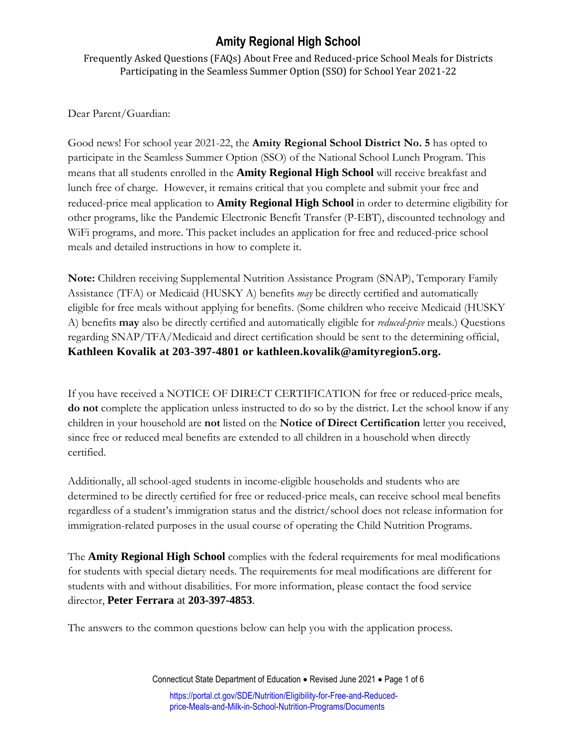# Amity Regional High School

Frequently Asked Questions (FAQs) About Free and Reduced-price School Meals for Districts Participating in the Seamless Summer Option (SSO) for School Year 2021-22

Dear Parent/Guardian:

Good news! For school year 2021-22, the **Amity Regional School District No. 5** has opted to participate in the Seamless Summer Option (SSO) of the National School Lunch Program. This means that all students enrolled in the **Amity Regional High School** will receive breakfast and lunch free of charge. However, it remains critical that you complete and submit your free and reduced-price meal application to **Amity Regional High School** in order to determine eligibility for other programs, like the Pandemic Electronic Benefit Transfer (P-EBT), discounted technology and WiFi programs, and more. This packet includes an application for free and reduced-price school meals and detailed instructions in how to complete it.

**Note:** Children receiving Supplemental Nutrition Assistance Program (SNAP), Temporary Family Assistance (TFA) or Medicaid (HUSKY A) benefits *may* be directly certified and automatically eligible for free meals without applying for benefits. (Some children who receive Medicaid (HUSKY A) benefits **may** also be directly certified and automatically eligible for *reduced-price* meals.) Questions regarding SNAP/TFA/Medicaid and direct certification should be sent to the determining official, **Kathleen Kovalik at 203-397-4801 or kathleen.kovalik@amityregion5.org.**

If you have received a NOTICE OF DIRECT CERTIFICATION for free or reduced-price meals, **do not** complete the application unless instructed to do so by the district. Let the school know if any children in your household are **not** listed on the **Notice of Direct Certification** letter you received, since free or reduced meal benefits are extended to all children in a household when directly certified.

Additionally, all school-aged students in income-eligible households and students who are determined to be directly certified for free or reduced-price meals, can receive school meal benefits regardless of a student's immigration status and the district/school does not release information for immigration-related purposes in the usual course of operating the Child Nutrition Programs.

The **Amity Regional High School** complies with the federal requirements for meal modifications for students with special dietary needs. The requirements for meal modifications are different for students with and without disabilities. For more information, please contact the food service director, **Peter Ferrara** at **203-397-4853**.

The answers to the common questions below can help you with the application process.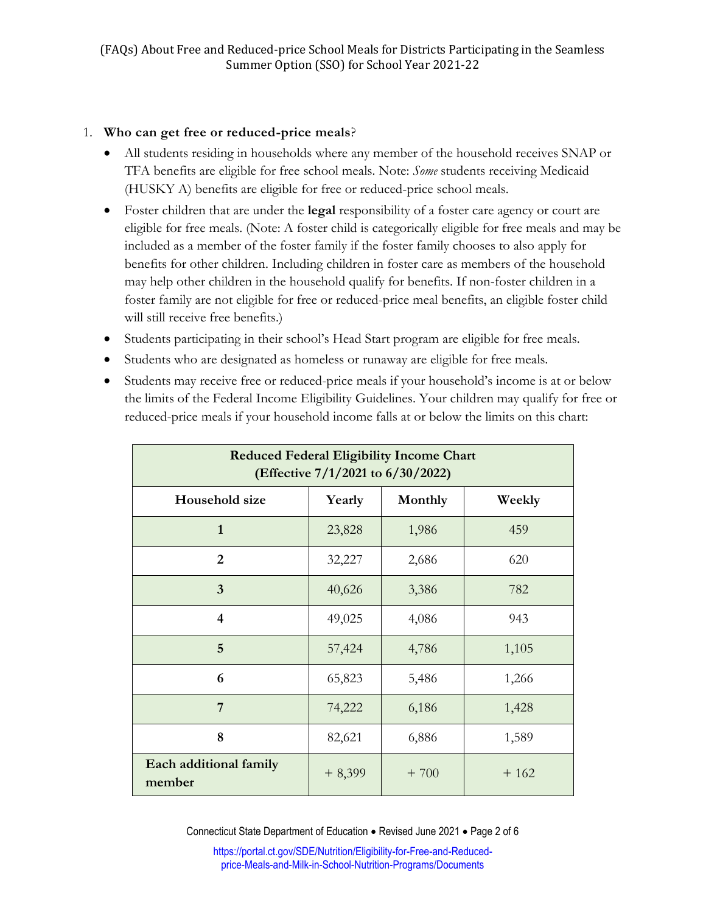1. **Who can get free or reduced-price meals**?
   - All students residing in households where any member of the household receives SNAP or TFA benefits are eligible for free school meals. Note: *Some* students receiving Medicaid (HUSKY A) benefits are eligible for free or reduced-price school meals.
   - Foster children that are under the **legal** responsibility of a foster care agency or court are eligible for free meals. (Note: A foster child is categorically eligible for free meals and may be included as a member of the foster family if the foster family chooses to also apply for benefits for other children. Including children in foster care as members of the household may help other children in the household qualify for benefits. If non-foster children in a foster family are not eligible for free or reduced-price meal benefits, an eligible foster child will still receive free benefits.)
   - Students participating in their school's Head Start program are eligible for free meals.
   - Students who are designated as homeless or runaway are eligible for free meals.
   - Students may receive free or reduced-price meals if your household's income is at or below the limits of the Federal Income Eligibility Guidelines. Your children may qualify for free or reduced-price meals if your household income falls at or below the limits on this chart:

| **Reduced Federal Eligibility Income Chart (Effective 7/1/2021 to 6/30/2022)** | | | |
|---|---|---|---|
| **Household size** | **Yearly** | **Monthly** | **Weekly** |
| **1** | 23,828 | 1,986 | 459 |
| **2** | 32,227 | 2,686 | 620 |
| **3** | 40,626 | 3,386 | 782 |
| **4** | 49,025 | 4,086 | 943 |
| **5** | 57,424 | 4,786 | 1,105 |
| **6** | 65,823 | 5,486 | 1,266 |
| **7** | 74,222 | 6,186 | 1,428 |
| **8** | 82,621 | 6,886 | 1,589 |
| **Each additional family member** | + 8,399 | + 700 | + 162 |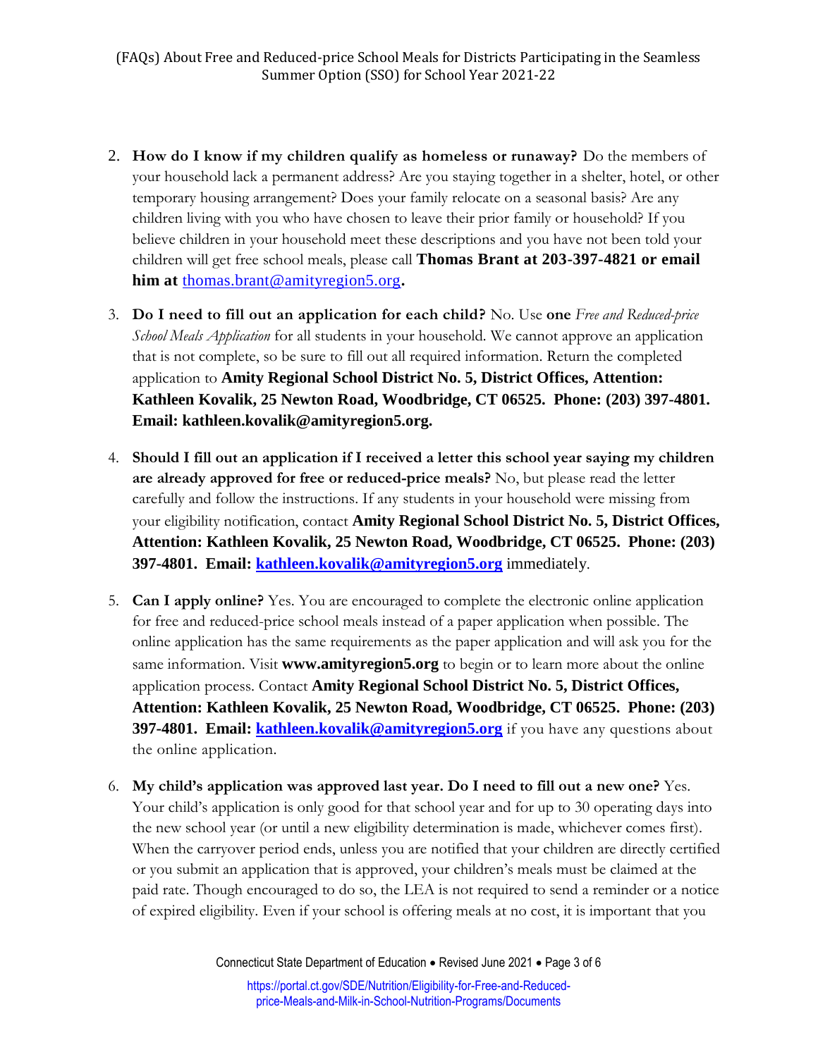2. **How do I know if my children qualify as homeless or runaway?** Do the members of your household lack a permanent address? Are you staying together in a shelter, hotel, or other temporary housing arrangement? Does your family relocate on a seasonal basis? Are any children living with you who have chosen to leave their prior family or household? If you believe children in your household meet these descriptions and you have not been told your children will get free school meals, please call **Thomas Brant at 203-397-4821 or email him at** thomas.brant@amityregion5.org**.**

3. **Do I need to fill out an application for each child?** No. Use **one** *Free and Reduced-price School Meals Application* for all students in your household. We cannot approve an application that is not complete, so be sure to fill out all required information. Return the completed application to **Amity Regional School District No. 5, District Offices, Attention: Kathleen Kovalik, 25 Newton Road, Woodbridge, CT 06525. Phone: (203) 397-4801. Email: kathleen.kovalik@amityregion5.org.**

4. **Should I fill out an application if I received a letter this school year saying my children are already approved for free or reduced-price meals?** No, but please read the letter carefully and follow the instructions. If any students in your household were missing from your eligibility notification, contact **Amity Regional School District No. 5, District Offices, Attention: Kathleen Kovalik, 25 Newton Road, Woodbridge, CT 06525. Phone: (203) 397-4801. Email: kathleen.kovalik@amityregion5.org** immediately.

5. **Can I apply online?** Yes. You are encouraged to complete the electronic online application for free and reduced-price school meals instead of a paper application when possible. The online application has the same requirements as the paper application and will ask you for the same information. Visit **www.amityregion5.org** to begin or to learn more about the online application process. Contact **Amity Regional School District No. 5, District Offices, Attention: Kathleen Kovalik, 25 Newton Road, Woodbridge, CT 06525. Phone: (203) 397-4801. Email: kathleen.kovalik@amityregion5.org** if you have any questions about the online application.

6. **My child's application was approved last year. Do I need to fill out a new one?** Yes. Your child's application is only good for that school year and for up to 30 operating days into the new school year (or until a new eligibility determination is made, whichever comes first). When the carryover period ends, unless you are notified that your children are directly certified or you submit an application that is approved, your children's meals must be claimed at the paid rate. Though encouraged to do so, the LEA is not required to send a reminder or a notice of expired eligibility. Even if your school is offering meals at no cost, it is important that you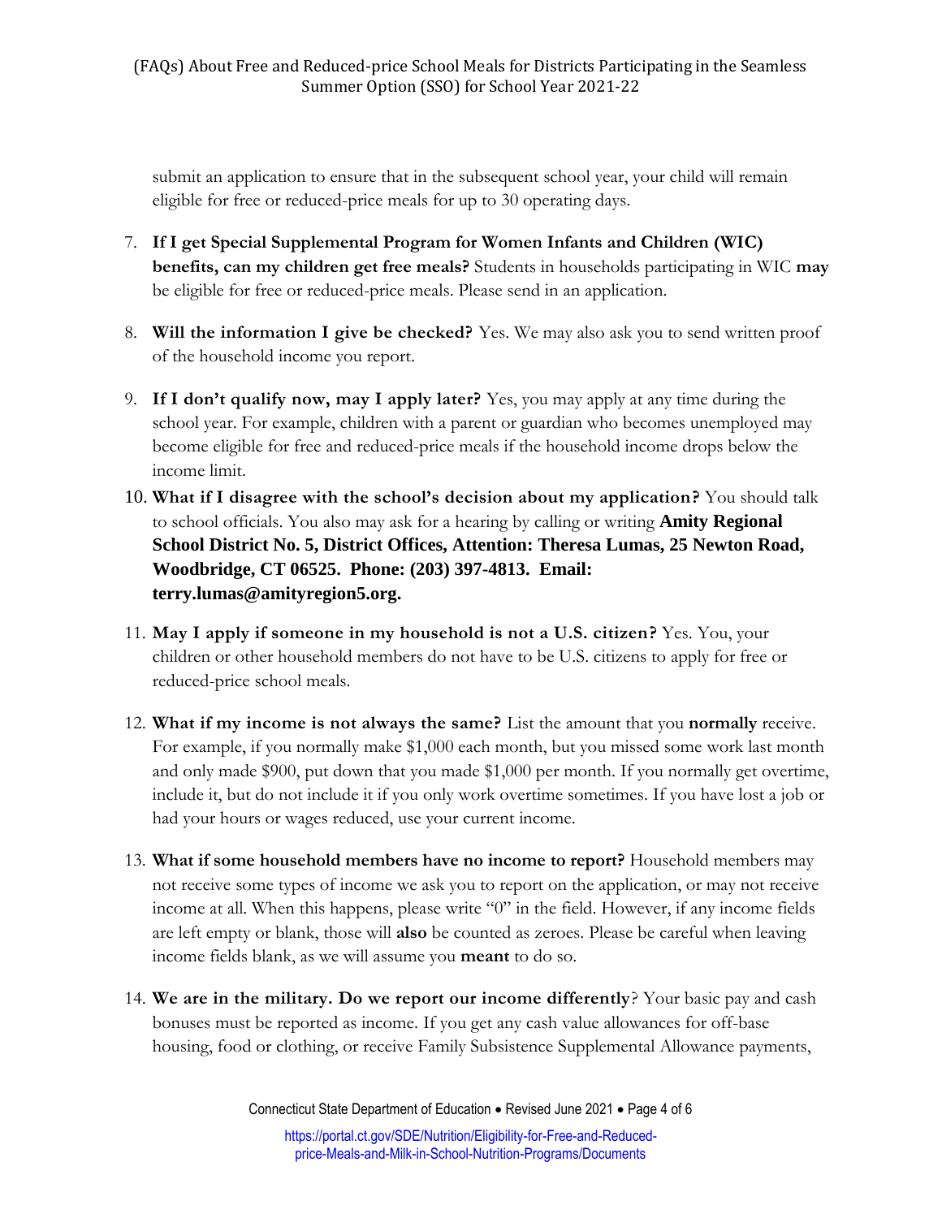submit an application to ensure that in the subsequent school year, your child will remain eligible for free or reduced-price meals for up to 30 operating days.

7. **If I get Special Supplemental Program for Women Infants and Children (WIC) benefits, can my children get free meals?** Students in households participating in WIC **may** be eligible for free or reduced-price meals. Please send in an application.

8. **Will the information I give be checked?** Yes. We may also ask you to send written proof of the household income you report.

9. **If I don't qualify now, may I apply later?** Yes, you may apply at any time during the school year. For example, children with a parent or guardian who becomes unemployed may become eligible for free and reduced-price meals if the household income drops below the income limit.

10. **What if I disagree with the school's decision about my application?** You should talk to school officials. You also may ask for a hearing by calling or writing **Amity Regional School District No. 5, District Offices, Attention: Theresa Lumas, 25 Newton Road, Woodbridge, CT 06525. Phone: (203) 397-4813. Email: terry.lumas@amityregion5.org.**

11. **May I apply if someone in my household is not a U.S. citizen?** Yes. You, your children or other household members do not have to be U.S. citizens to apply for free or reduced-price school meals.

12. **What if my income is not always the same?** List the amount that you **normally** receive. For example, if you normally make $1,000 each month, but you missed some work last month and only made $900, put down that you made $1,000 per month. If you normally get overtime, include it, but do not include it if you only work overtime sometimes. If you have lost a job or had your hours or wages reduced, use your current income.

13. **What if some household members have no income to report?** Household members may not receive some types of income we ask you to report on the application, or may not receive income at all. When this happens, please write "0" in the field. However, if any income fields are left empty or blank, those will **also** be counted as zeroes. Please be careful when leaving income fields blank, as we will assume you **meant** to do so.

14. **We are in the military. Do we report our income differently**? Your basic pay and cash bonuses must be reported as income. If you get any cash value allowances for off-base housing, food or clothing, or receive Family Subsistence Supplemental Allowance payments,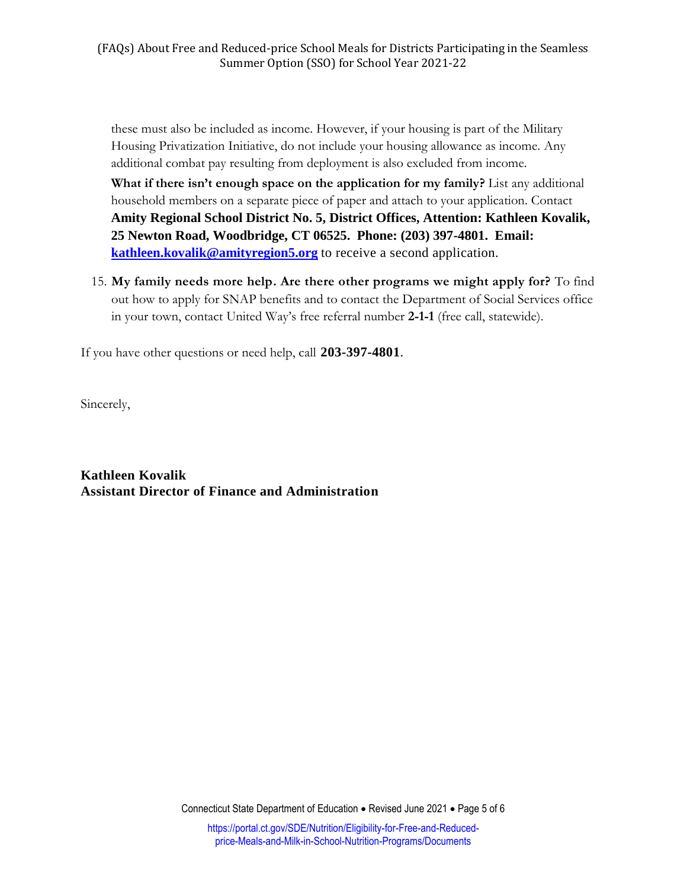these must also be included as income. However, if your housing is part of the Military Housing Privatization Initiative, do not include your housing allowance as income. Any additional combat pay resulting from deployment is also excluded from income.

**What if there isn't enough space on the application for my family?** List any additional household members on a separate piece of paper and attach to your application. Contact **Amity Regional School District No. 5, District Offices, Attention: Kathleen Kovalik, 25 Newton Road, Woodbridge, CT 06525. Phone: (203) 397-4801. Email: [kathleen.kovalik@amityregion5.org](mailto:kathleen.kovalik@amityregion5.org)** to receive a second application.

15. **My family needs more help. Are there other programs we might apply for?** To find out how to apply for SNAP benefits and to contact the Department of Social Services office in your town, contact United Way's free referral number **2-1-1** (free call, statewide).

If you have other questions or need help, call **203-397-4801**.

Sincerely,

**Kathleen Kovalik**
**Assistant Director of Finance and Administration**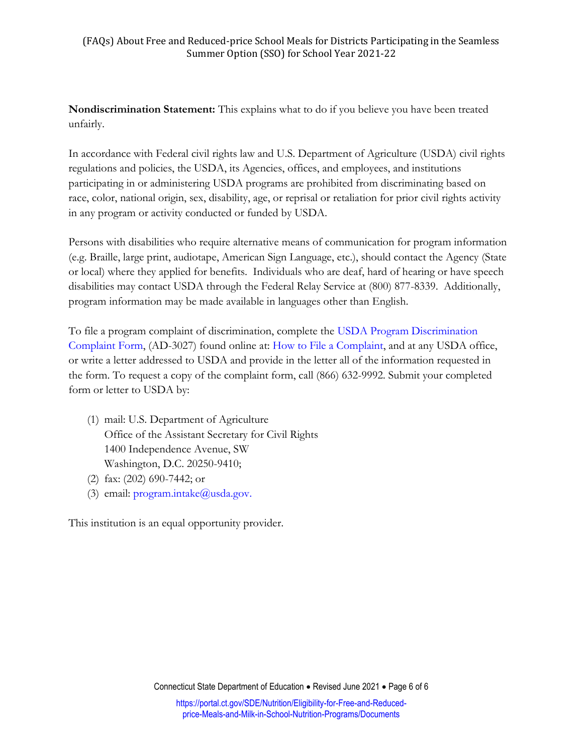**Nondiscrimination Statement:** This explains what to do if you believe you have been treated unfairly.

In accordance with Federal civil rights law and U.S. Department of Agriculture (USDA) civil rights regulations and policies, the USDA, its Agencies, offices, and employees, and institutions participating in or administering USDA programs are prohibited from discriminating based on race, color, national origin, sex, disability, age, or reprisal or retaliation for prior civil rights activity in any program or activity conducted or funded by USDA.

Persons with disabilities who require alternative means of communication for program information (e.g. Braille, large print, audiotape, American Sign Language, etc.), should contact the Agency (State or local) where they applied for benefits. Individuals who are deaf, hard of hearing or have speech disabilities may contact USDA through the Federal Relay Service at (800) 877-8339. Additionally, program information may be made available in languages other than English.

To file a program complaint of discrimination, complete the USDA Program Discrimination Complaint Form, (AD-3027) found online at: How to File a Complaint, and at any USDA office, or write a letter addressed to USDA and provide in the letter all of the information requested in the form. To request a copy of the complaint form, call (866) 632-9992. Submit your completed form or letter to USDA by:

(1) mail: U.S. Department of Agriculture
Office of the Assistant Secretary for Civil Rights
1400 Independence Avenue, SW
Washington, D.C. 20250-9410;
(2) fax: (202) 690-7442; or
(3) email: program.intake@usda.gov.

This institution is an equal opportunity provider.